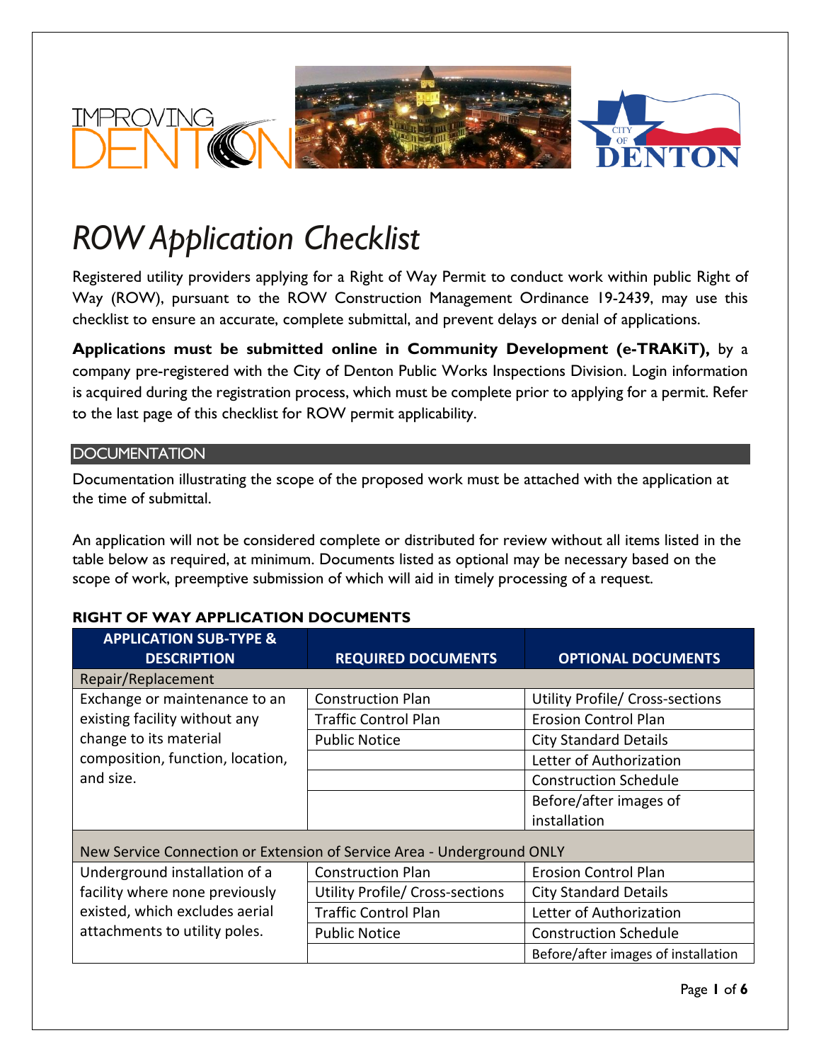# *ROW Application Checklist*

Registered utility providers applying for a Right of Way Permit to conduct work within public Right of Way (ROW), pursuant to the ROW Construction Management Ordinance 19-2439, may use this checklist to ensure an accurate, complete submittal, and prevent delays or denial of applications.

**Applications must be submitted online in Community Development (e-TRAKiT),** by a company pre-registered with the City of Denton Public Works Inspections Division. Login information is acquired during the registration process, which must be complete prior to applying for a permit. Refer to the last page of this checklist for ROW permit applicability.

## DOCUMENTATION

Documentation illustrating the scope of the proposed work must be attached with the application at the time of submittal.

An application will not be considered complete or distributed for review without all items listed in the table below as required, at minimum. Documents listed as optional may be necessary based on the scope of work, preemptive submission of which will aid in timely processing of a request.

### RIGHT OF WAY APPLICATION DOCUMENTS

| APPLICATION SUB-TYPE & DESCRIPTION | REQUIRED DOCUMENTS | OPTIONAL DOCUMENTS |
|---|---|---|
| Repair/Replacement | | |
| Exchange or maintenance to an existing facility without any change to its material composition, function, location, and size. | Construction Plan | Utility Profile/ Cross-sections |
| | Traffic Control Plan | Erosion Control Plan |
| | Public Notice | City Standard Details |
| | | Letter of Authorization |
| | | Construction Schedule |
| | | Before/after images of installation |
| New Service Connection or Extension of Service Area - Underground ONLY | | |
| Underground installation of a facility where none previously existed, which excludes aerial attachments to utility poles. | Construction Plan | Erosion Control Plan |
| | Utility Profile/ Cross-sections | City Standard Details |
| | Traffic Control Plan | Letter of Authorization |
| | Public Notice | Construction Schedule |
| | | Before/after images of installation |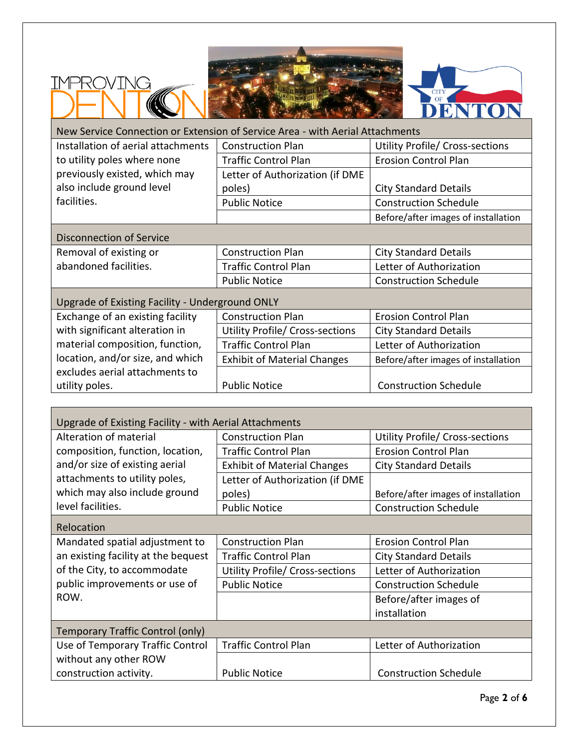| New Service Connection or Extension of Service Area - with Aerial Attachments | | |
|---|---|---|
| Installation of aerial attachments to utility poles where none previously existed, which may also include ground level facilities. | Construction Plan | Utility Profile/ Cross-sections |
| | Traffic Control Plan | Erosion Control Plan |
| | Letter of Authorization (if DME poles) | City Standard Details |
| | Public Notice | Construction Schedule |
| | | Before/after images of installation |
| **Disconnection of Service** | | |
| Removal of existing or abandoned facilities. | Construction Plan | City Standard Details |
| | Traffic Control Plan | Letter of Authorization |
| | Public Notice | Construction Schedule |
| **Upgrade of Existing Facility - Underground ONLY** | | |
| Exchange of an existing facility with significant alteration in material composition, function, location, and/or size, and which excludes aerial attachments to utility poles. | Construction Plan | Erosion Control Plan |
| | Utility Profile/ Cross-sections | City Standard Details |
| | Traffic Control Plan | Letter of Authorization |
| | Exhibit of Material Changes | Before/after images of installation |
| | Public Notice | Construction Schedule |

| Upgrade of Existing Facility - with Aerial Attachments | | |
|---|---|---|
| Alteration of material composition, function, location, and/or size of existing aerial attachments to utility poles, which may also include ground level facilities. | Construction Plan | Utility Profile/ Cross-sections |
| | Traffic Control Plan | Erosion Control Plan |
| | Exhibit of Material Changes | City Standard Details |
| | Letter of Authorization (if DME poles) | Before/after images of installation |
| | Public Notice | Construction Schedule |
| **Relocation** | | |
| Mandated spatial adjustment to an existing facility at the bequest of the City, to accommodate public improvements or use of ROW. | Construction Plan | Erosion Control Plan |
| | Traffic Control Plan | City Standard Details |
| | Utility Profile/ Cross-sections | Letter of Authorization |
| | Public Notice | Construction Schedule |
| | | Before/after images of installation |
| **Temporary Traffic Control (only)** | | |
| Use of Temporary Traffic Control without any other ROW construction activity. | Traffic Control Plan | Letter of Authorization |
| | Public Notice | Construction Schedule |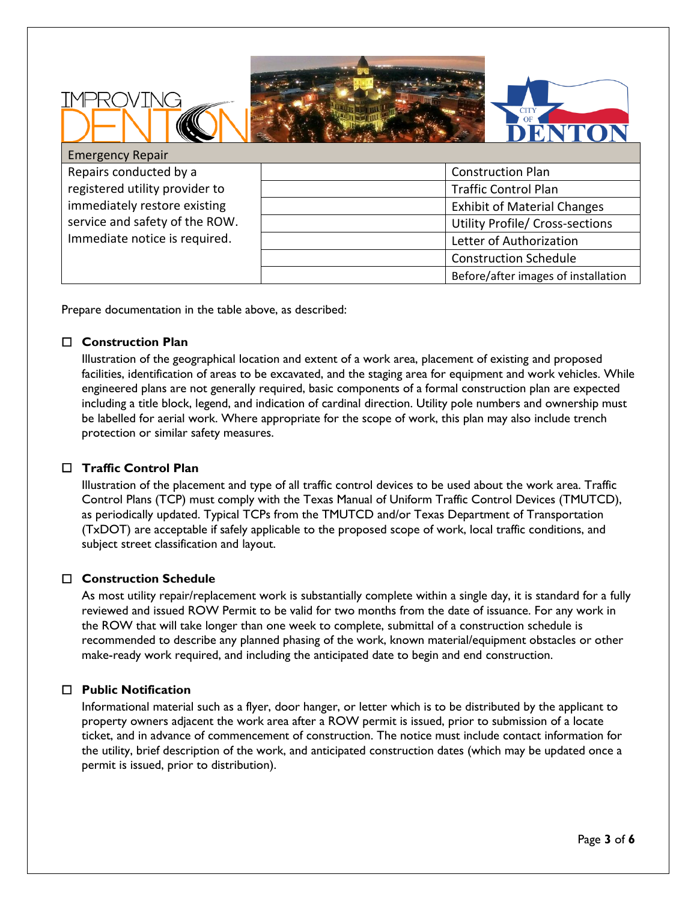| Emergency Repair | | |
|---|---|---|
| Repairs conducted by a registered utility provider to immediately restore existing service and safety of the ROW. Immediate notice is required. | | Construction Plan |
| | | Traffic Control Plan |
| | | Exhibit of Material Changes |
| | | Utility Profile/ Cross-sections |
| | | Letter of Authorization |
| | | Construction Schedule |
| | | Before/after images of installation |

Prepare documentation in the table above, as described:

☐ **Construction Plan**

Illustration of the geographical location and extent of a work area, placement of existing and proposed facilities, identification of areas to be excavated, and the staging area for equipment and work vehicles. While engineered plans are not generally required, basic components of a formal construction plan are expected including a title block, legend, and indication of cardinal direction. Utility pole numbers and ownership must be labelled for aerial work. Where appropriate for the scope of work, this plan may also include trench protection or similar safety measures.

☐ **Traffic Control Plan**

Illustration of the placement and type of all traffic control devices to be used about the work area. Traffic Control Plans (TCP) must comply with the Texas Manual of Uniform Traffic Control Devices (TMUTCD), as periodically updated. Typical TCPs from the TMUTCD and/or Texas Department of Transportation (TxDOT) are acceptable if safely applicable to the proposed scope of work, local traffic conditions, and subject street classification and layout.

☐ **Construction Schedule**

As most utility repair/replacement work is substantially complete within a single day, it is standard for a fully reviewed and issued ROW Permit to be valid for two months from the date of issuance. For any work in the ROW that will take longer than one week to complete, submittal of a construction schedule is recommended to describe any planned phasing of the work, known material/equipment obstacles or other make-ready work required, and including the anticipated date to begin and end construction.

☐ **Public Notification**

Informational material such as a flyer, door hanger, or letter which is to be distributed by the applicant to property owners adjacent the work area after a ROW permit is issued, prior to submission of a locate ticket, and in advance of commencement of construction. The notice must include contact information for the utility, brief description of the work, and anticipated construction dates (which may be updated once a permit is issued, prior to distribution).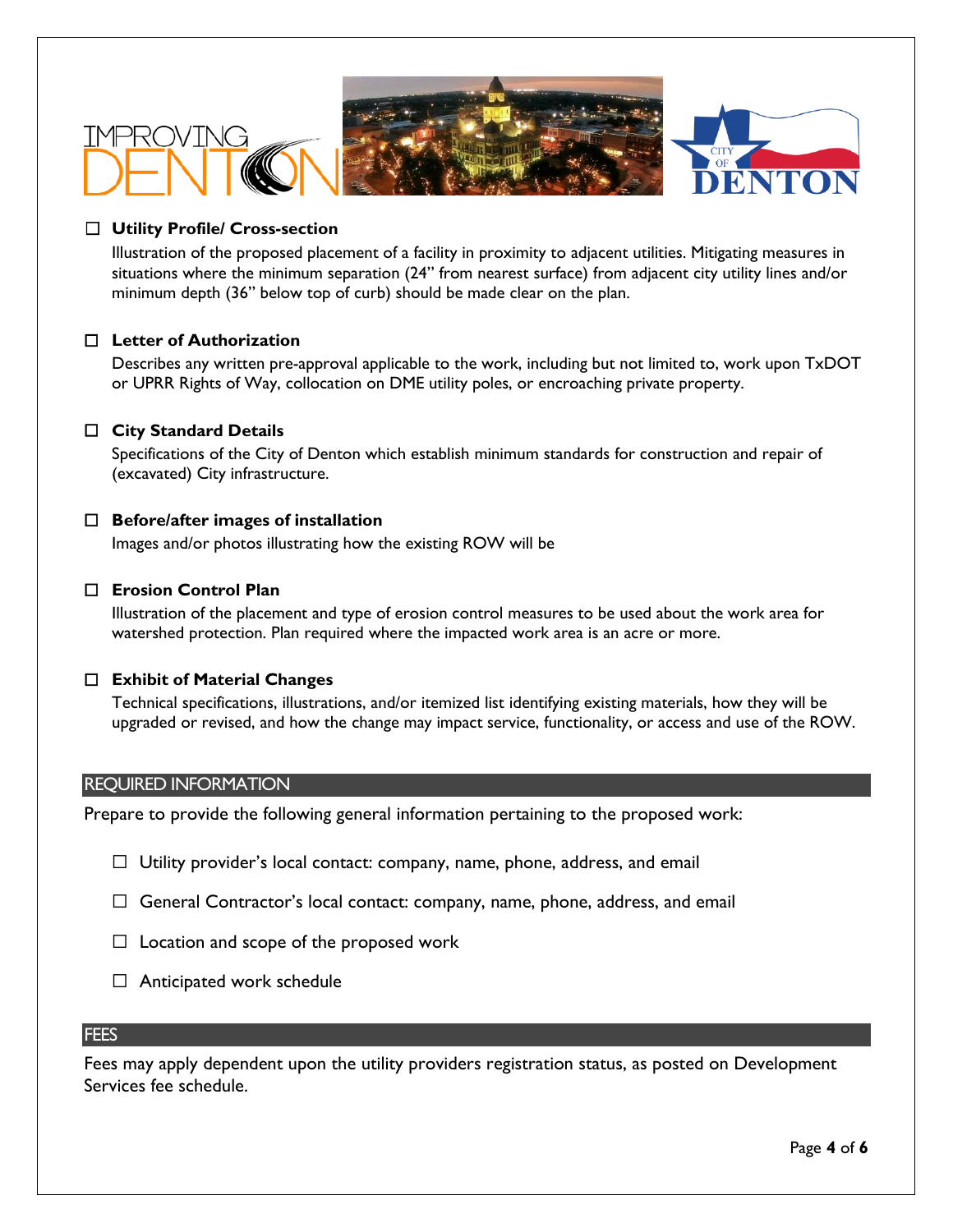- ☐ **Utility Profile/ Cross-section**

  Illustration of the proposed placement of a facility in proximity to adjacent utilities. Mitigating measures in situations where the minimum separation (24" from nearest surface) from adjacent city utility lines and/or minimum depth (36" below top of curb) should be made clear on the plan.

- ☐ **Letter of Authorization**

  Describes any written pre-approval applicable to the work, including but not limited to, work upon TxDOT or UPRR Rights of Way, collocation on DME utility poles, or encroaching private property.

- ☐ **City Standard Details**

  Specifications of the City of Denton which establish minimum standards for construction and repair of (excavated) City infrastructure.

- ☐ **Before/after images of installation**

  Images and/or photos illustrating how the existing ROW will be

- ☐ **Erosion Control Plan**

  Illustration of the placement and type of erosion control measures to be used about the work area for watershed protection. Plan required where the impacted work area is an acre or more.

- ☐ **Exhibit of Material Changes**

  Technical specifications, illustrations, and/or itemized list identifying existing materials, how they will be upgraded or revised, and how the change may impact service, functionality, or access and use of the ROW.

## REQUIRED INFORMATION

Prepare to provide the following general information pertaining to the proposed work:

- ☐ Utility provider's local contact: company, name, phone, address, and email
- ☐ General Contractor's local contact: company, name, phone, address, and email
- ☐ Location and scope of the proposed work
- ☐ Anticipated work schedule

## FEES

Fees may apply dependent upon the utility providers registration status, as posted on Development Services fee schedule.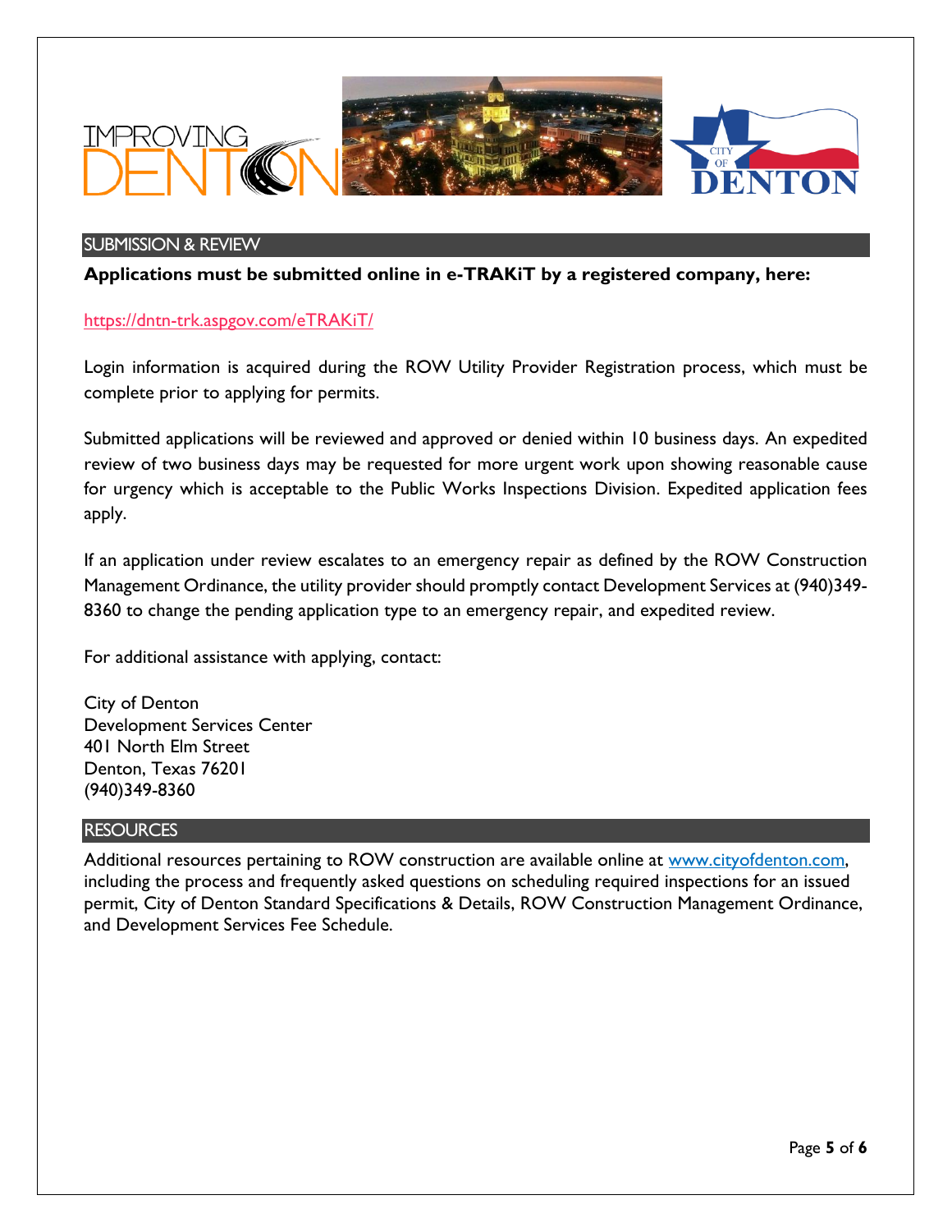## SUBMISSION & REVIEW

**Applications must be submitted online in e-TRAKiT by a registered company, here:**

https://dntn-trk.aspgov.com/eTRAKiT/

Login information is acquired during the ROW Utility Provider Registration process, which must be complete prior to applying for permits.

Submitted applications will be reviewed and approved or denied within 10 business days. An expedited review of two business days may be requested for more urgent work upon showing reasonable cause for urgency which is acceptable to the Public Works Inspections Division. Expedited application fees apply.

If an application under review escalates to an emergency repair as defined by the ROW Construction Management Ordinance, the utility provider should promptly contact Development Services at (940)349-8360 to change the pending application type to an emergency repair, and expedited review.

For additional assistance with applying, contact:

City of Denton
Development Services Center
401 North Elm Street
Denton, Texas 76201
(940)349-8360

## RESOURCES

Additional resources pertaining to ROW construction are available online at www.cityofdenton.com, including the process and frequently asked questions on scheduling required inspections for an issued permit, City of Denton Standard Specifications & Details, ROW Construction Management Ordinance, and Development Services Fee Schedule.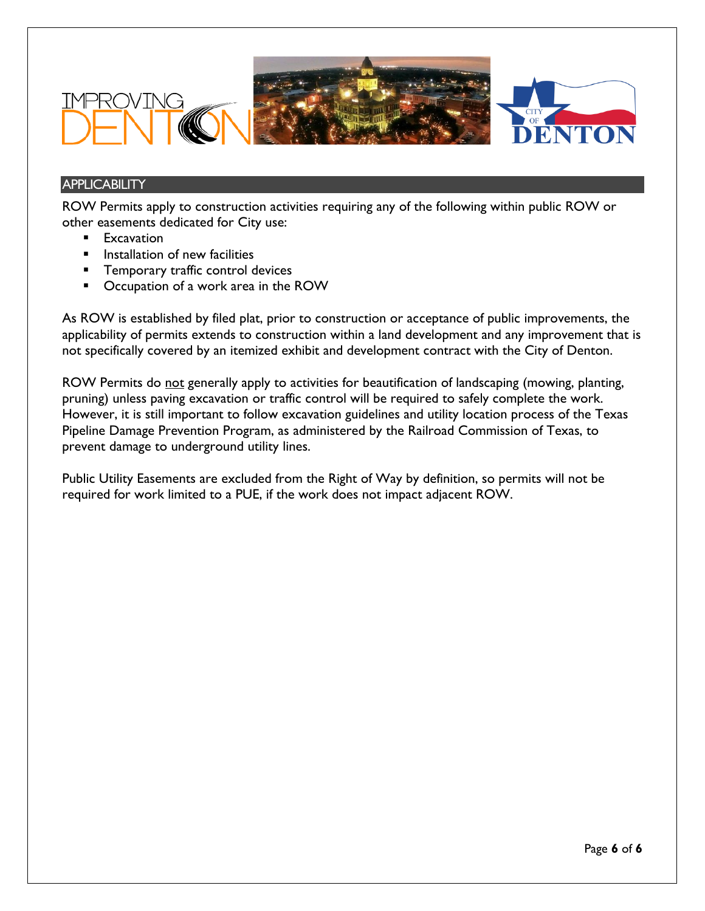## APPLICABILITY

ROW Permits apply to construction activities requiring any of the following within public ROW or other easements dedicated for City use:

- Excavation
- Installation of new facilities
- Temporary traffic control devices
- Occupation of a work area in the ROW

As ROW is established by filed plat, prior to construction or acceptance of public improvements, the applicability of permits extends to construction within a land development and any improvement that is not specifically covered by an itemized exhibit and development contract with the City of Denton.

ROW Permits do <u>not</u> generally apply to activities for beautification of landscaping (mowing, planting, pruning) unless paving excavation or traffic control will be required to safely complete the work. However, it is still important to follow excavation guidelines and utility location process of the Texas Pipeline Damage Prevention Program, as administered by the Railroad Commission of Texas, to prevent damage to underground utility lines.

Public Utility Easements are excluded from the Right of Way by definition, so permits will not be required for work limited to a PUE, if the work does not impact adjacent ROW.